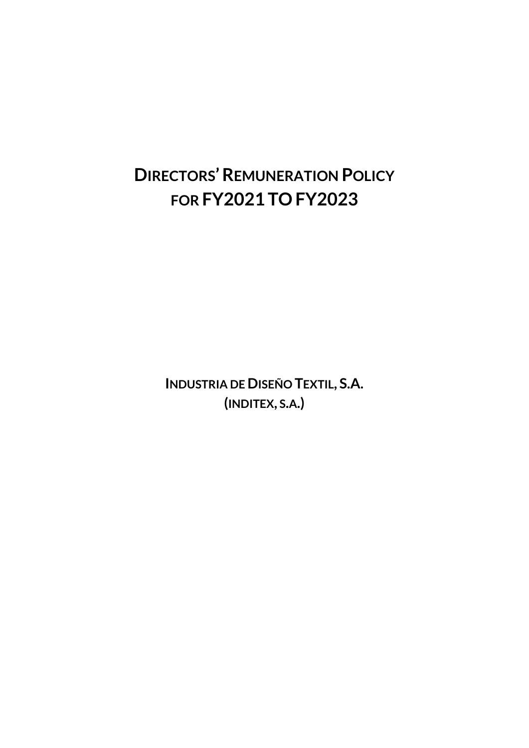# DIRECTORS' REMUNERATION POLICY FOR FY2021 TO FY2023

**INDUSTRIA DE DISEÑO TEXTIL, S.A.**
**(INDITEX, S.A.)**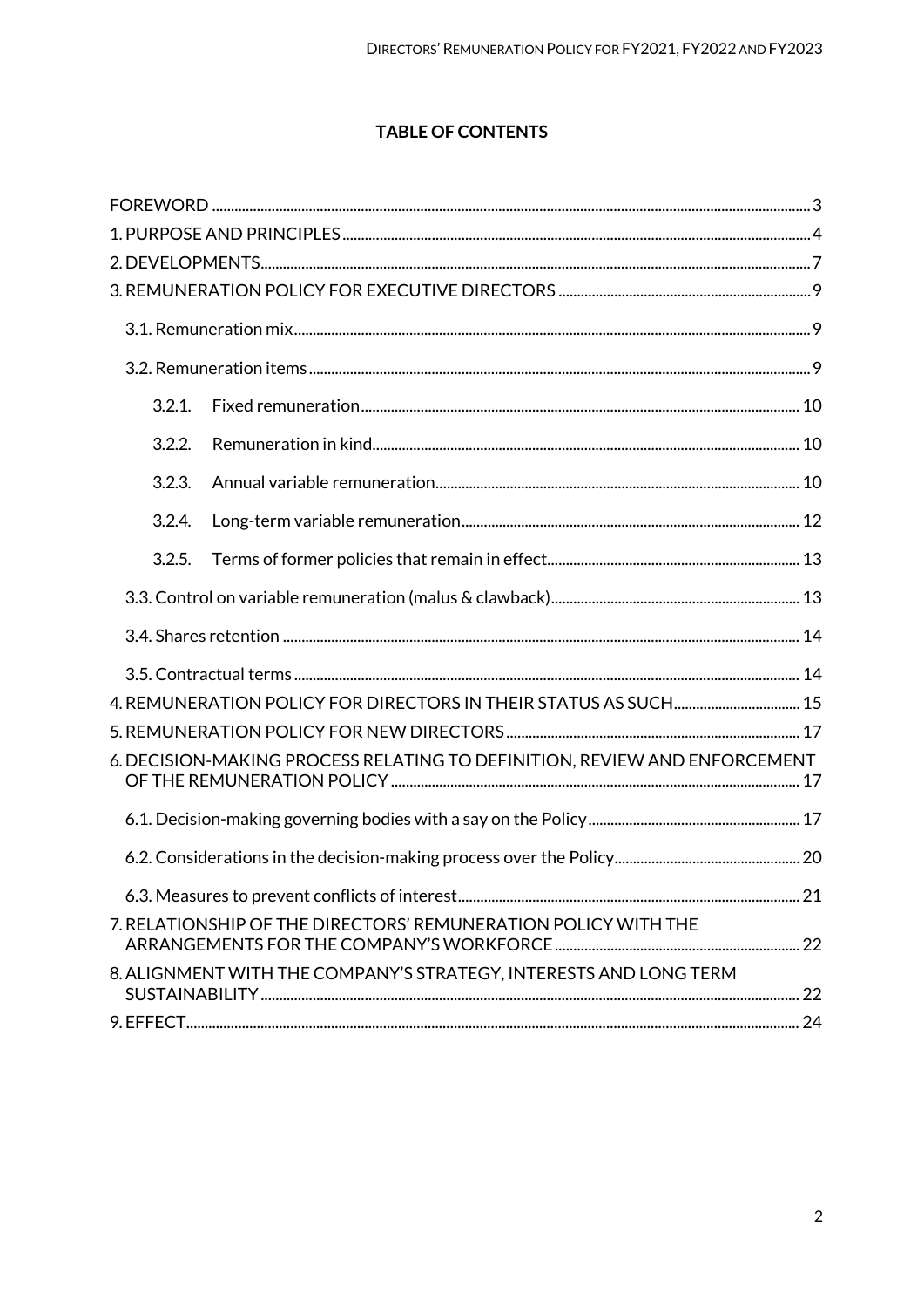**TABLE OF CONTENTS**

FOREWORD ..... 3

1. PURPOSE AND PRINCIPLES ..... 4
2. DEVELOPMENTS ..... 7
3. REMUNERATION POLICY FOR EXECUTIVE DIRECTORS ..... 9
   - 3.1. Remuneration mix ..... 9
   - 3.2. Remuneration items ..... 9
     - 3.2.1. Fixed remuneration ..... 10
     - 3.2.2. Remuneration in kind ..... 10
     - 3.2.3. Annual variable remuneration ..... 10
     - 3.2.4. Long-term variable remuneration ..... 12
     - 3.2.5. Terms of former policies that remain in effect ..... 13
   - 3.3. Control on variable remuneration (malus & clawback) ..... 13
   - 3.4. Shares retention ..... 14
   - 3.5. Contractual terms ..... 14
4. REMUNERATION POLICY FOR DIRECTORS IN THEIR STATUS AS SUCH ..... 15
5. REMUNERATION POLICY FOR NEW DIRECTORS ..... 17
6. DECISION-MAKING PROCESS RELATING TO DEFINITION, REVIEW AND ENFORCEMENT OF THE REMUNERATION POLICY ..... 17
   - 6.1. Decision-making governing bodies with a say on the Policy ..... 17
   - 6.2. Considerations in the decision-making process over the Policy ..... 20
   - 6.3. Measures to prevent conflicts of interest ..... 21
7. RELATIONSHIP OF THE DIRECTORS' REMUNERATION POLICY WITH THE ARRANGEMENTS FOR THE COMPANY'S WORKFORCE ..... 22
8. ALIGNMENT WITH THE COMPANY'S STRATEGY, INTERESTS AND LONG TERM SUSTAINABILITY ..... 22
9. EFFECT ..... 24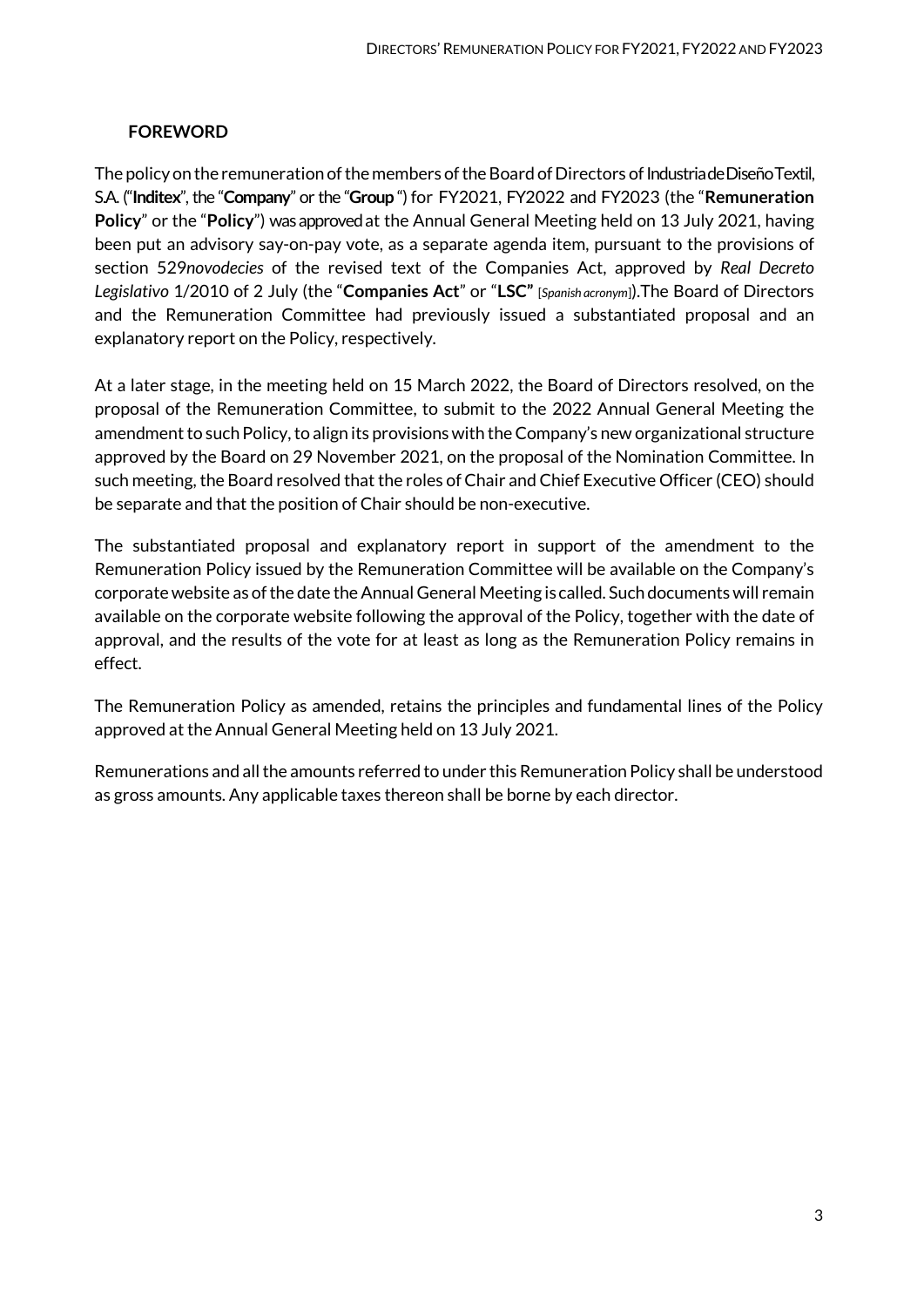## FOREWORD

The policy on the remuneration of the members of the Board of Directors of Industria de Diseño Textil, S.A. ("**Inditex**", the "**Company**" or the "**Group** ") for FY2021, FY2022 and FY2023 (the "**Remuneration Policy**" or the "**Policy**") was approved at the Annual General Meeting held on 13 July 2021, having been put an advisory say-on-pay vote, as a separate agenda item, pursuant to the provisions of section 529*novodecies* of the revised text of the Companies Act, approved by *Real Decreto Legislativo* 1/2010 of 2 July (the "**Companies Act**" or "**LSC"** [*Spanish acronym*]).The Board of Directors and the Remuneration Committee had previously issued a substantiated proposal and an explanatory report on the Policy, respectively.

At a later stage, in the meeting held on 15 March 2022, the Board of Directors resolved, on the proposal of the Remuneration Committee, to submit to the 2022 Annual General Meeting the amendment to such Policy, to align its provisions with the Company's new organizational structure approved by the Board on 29 November 2021, on the proposal of the Nomination Committee. In such meeting, the Board resolved that the roles of Chair and Chief Executive Officer (CEO) should be separate and that the position of Chair should be non-executive.

The substantiated proposal and explanatory report in support of the amendment to the Remuneration Policy issued by the Remuneration Committee will be available on the Company's corporate website as of the date the Annual General Meeting is called. Such documents will remain available on the corporate website following the approval of the Policy, together with the date of approval, and the results of the vote for at least as long as the Remuneration Policy remains in effect.

The Remuneration Policy as amended, retains the principles and fundamental lines of the Policy approved at the Annual General Meeting held on 13 July 2021.

Remunerations and all the amounts referred to under this Remuneration Policy shall be understood as gross amounts. Any applicable taxes thereon shall be borne by each director.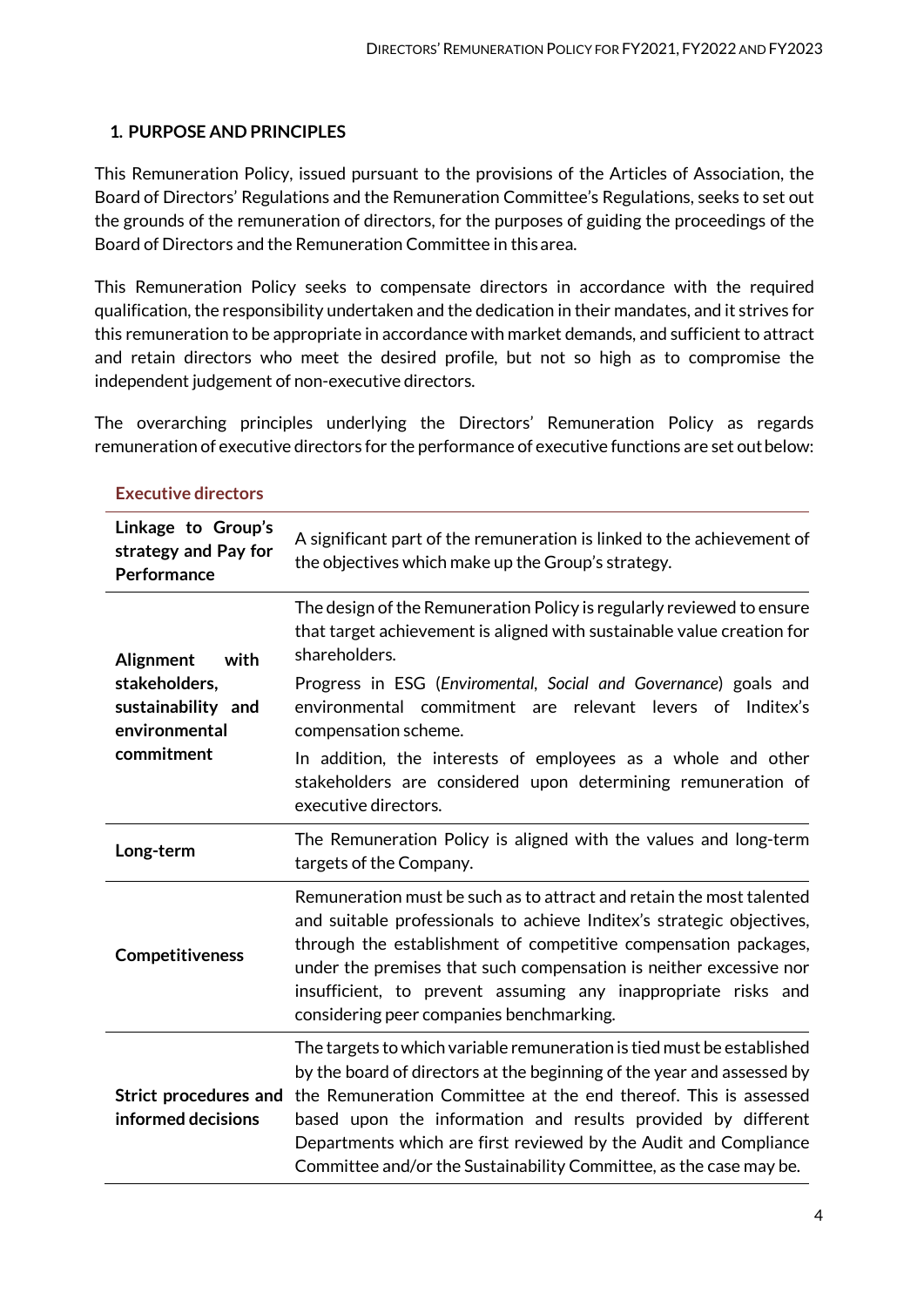## 1. PURPOSE AND PRINCIPLES

This Remuneration Policy, issued pursuant to the provisions of the Articles of Association, the Board of Directors' Regulations and the Remuneration Committee's Regulations, seeks to set out the grounds of the remuneration of directors, for the purposes of guiding the proceedings of the Board of Directors and the Remuneration Committee in this area.

This Remuneration Policy seeks to compensate directors in accordance with the required qualification, the responsibility undertaken and the dedication in their mandates, and it strives for this remuneration to be appropriate in accordance with market demands, and sufficient to attract and retain directors who meet the desired profile, but not so high as to compromise the independent judgement of non-executive directors.

The overarching principles underlying the Directors' Remuneration Policy as regards remuneration of executive directors for the performance of executive functions are set out below:

### Executive directors

| | |
|---|---|
| **Linkage to Group's strategy and Pay for Performance** | A significant part of the remuneration is linked to the achievement of the objectives which make up the Group's strategy. |
| **Alignment with stakeholders, sustainability and environmental commitment** | The design of the Remuneration Policy is regularly reviewed to ensure that target achievement is aligned with sustainable value creation for shareholders.<br>Progress in ESG (*Enviromental, Social and Governance*) goals and environmental commitment are relevant levers of Inditex's compensation scheme.<br>In addition, the interests of employees as a whole and other stakeholders are considered upon determining remuneration of executive directors. |
| **Long-term** | The Remuneration Policy is aligned with the values and long-term targets of the Company. |
| **Competitiveness** | Remuneration must be such as to attract and retain the most talented and suitable professionals to achieve Inditex's strategic objectives, through the establishment of competitive compensation packages, under the premises that such compensation is neither excessive nor insufficient, to prevent assuming any inappropriate risks and considering peer companies benchmarking. |
| **Strict procedures and informed decisions** | The targets to which variable remuneration is tied must be established by the board of directors at the beginning of the year and assessed by the Remuneration Committee at the end thereof. This is assessed based upon the information and results provided by different Departments which are first reviewed by the Audit and Compliance Committee and/or the Sustainability Committee, as the case may be. |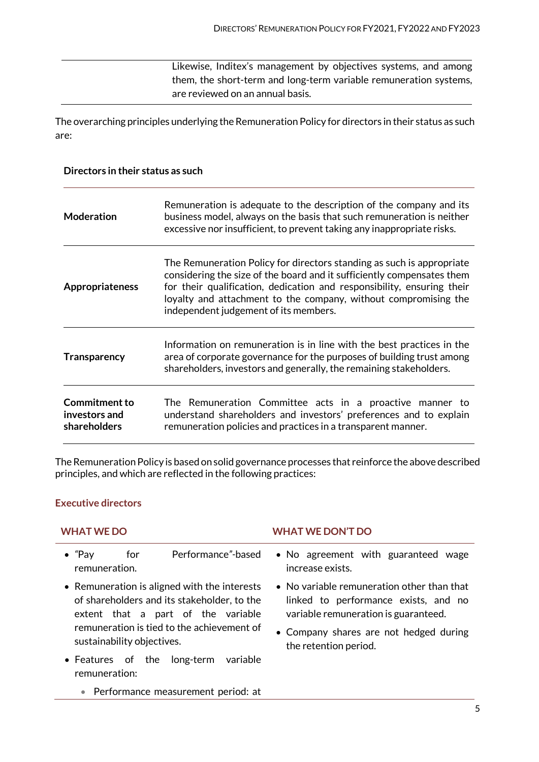| | |
|---|---|
| | Likewise, Inditex's management by objectives systems, and among them, the short-term and long-term variable remuneration systems, are reviewed on an annual basis. |

The overarching principles underlying the Remuneration Policy for directors in their status as such are:

**Directors in their status as such**

| | |
|---|---|
| **Moderation** | Remuneration is adequate to the description of the company and its business model, always on the basis that such remuneration is neither excessive nor insufficient, to prevent taking any inappropriate risks. |
| **Appropriateness** | The Remuneration Policy for directors standing as such is appropriate considering the size of the board and it sufficiently compensates them for their qualification, dedication and responsibility, ensuring their loyalty and attachment to the company, without compromising the independent judgement of its members. |
| **Transparency** | Information on remuneration is in line with the best practices in the area of corporate governance for the purposes of building trust among shareholders, investors and generally, the remaining stakeholders. |
| **Commitment to investors and shareholders** | The Remuneration Committee acts in a proactive manner to understand shareholders and investors' preferences and to explain remuneration policies and practices in a transparent manner. |

The Remuneration Policy is based on solid governance processes that reinforce the above described principles, and which are reflected in the following practices:

### Executive directors

**WHAT WE DO**

- "Pay for Performance"-based remuneration.
- Remuneration is aligned with the interests of shareholders and its stakeholder, to the extent that a part of the variable remuneration is tied to the achievement of sustainability objectives.
- Features of the long-term variable remuneration:
  - Performance measurement period: at

**WHAT WE DON'T DO**

- No agreement with guaranteed wage increase exists.
- No variable remuneration other than that linked to performance exists, and no variable remuneration is guaranteed.
- Company shares are not hedged during the retention period.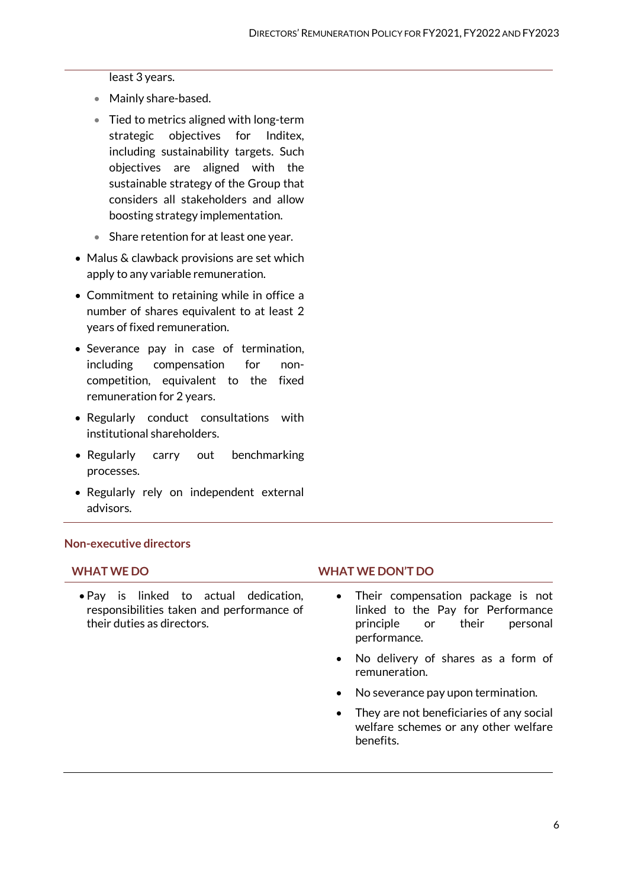least 3 years.

- Mainly share-based.
- Tied to metrics aligned with long-term strategic objectives for Inditex, including sustainability targets. Such objectives are aligned with the sustainable strategy of the Group that considers all stakeholders and allow boosting strategy implementation.
- Share retention for at least one year.

- Malus & clawback provisions are set which apply to any variable remuneration.
- Commitment to retaining while in office a number of shares equivalent to at least 2 years of fixed remuneration.
- Severance pay in case of termination, including compensation for non-competition, equivalent to the fixed remuneration for 2 years.
- Regularly conduct consultations with institutional shareholders.
- Regularly carry out benchmarking processes.
- Regularly rely on independent external advisors.

### Non-executive directors

| WHAT WE DO | WHAT WE DON'T DO |
|---|---|
| • Pay is linked to actual dedication, responsibilities taken and performance of their duties as directors. | • Their compensation package is not linked to the Pay for Performance principle or their personal performance.<br>• No delivery of shares as a form of remuneration.<br>• No severance pay upon termination.<br>• They are not beneficiaries of any social welfare schemes or any other welfare benefits. |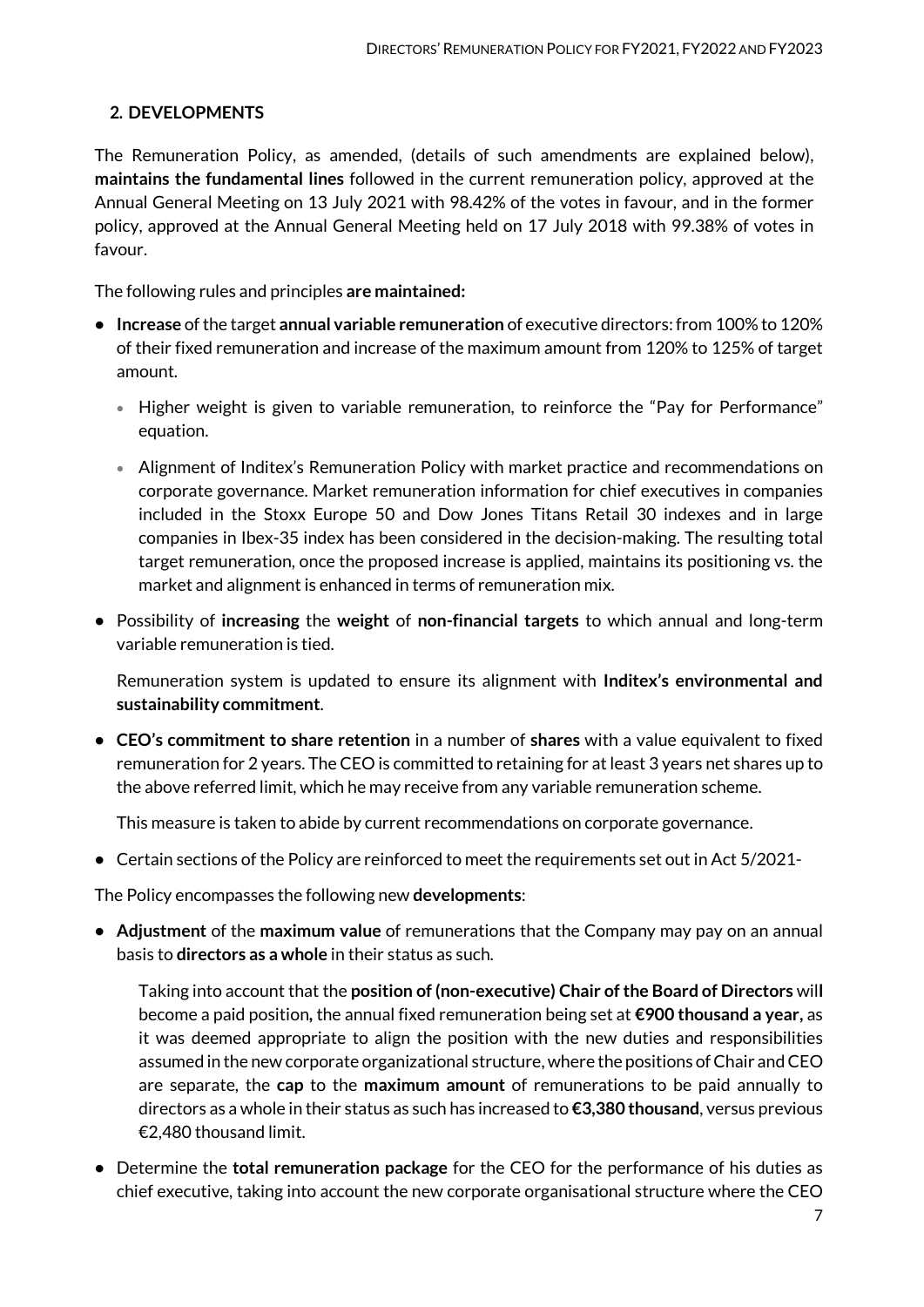## 2. DEVELOPMENTS

The Remuneration Policy, as amended, (details of such amendments are explained below), **maintains the fundamental lines** followed in the current remuneration policy, approved at the Annual General Meeting on 13 July 2021 with 98.42% of the votes in favour, and in the former policy, approved at the Annual General Meeting held on 17 July 2018 with 99.38% of votes in favour.

The following rules and principles **are maintained:**

- **Increase** of the target **annual variable remuneration** of executive directors: from 100% to 120% of their fixed remuneration and increase of the maximum amount from 120% to 125% of target amount.
  - Higher weight is given to variable remuneration, to reinforce the "Pay for Performance" equation.
  - Alignment of Inditex's Remuneration Policy with market practice and recommendations on corporate governance. Market remuneration information for chief executives in companies included in the Stoxx Europe 50 and Dow Jones Titans Retail 30 indexes and in large companies in Ibex-35 index has been considered in the decision-making. The resulting total target remuneration, once the proposed increase is applied, maintains its positioning vs. the market and alignment is enhanced in terms of remuneration mix.
- Possibility of **increasing** the **weight** of **non-financial targets** to which annual and long-term variable remuneration is tied.

  Remuneration system is updated to ensure its alignment with **Inditex's environmental and sustainability commitment**.
- **CEO's commitment to share retention** in a number of **shares** with a value equivalent to fixed remuneration for 2 years. The CEO is committed to retaining for at least 3 years net shares up to the above referred limit, which he may receive from any variable remuneration scheme.

  This measure is taken to abide by current recommendations on corporate governance.
- Certain sections of the Policy are reinforced to meet the requirements set out in Act 5/2021-

The Policy encompasses the following new **developments**:

- **Adjustment** of the **maximum value** of remunerations that the Company may pay on an annual basis to **directors as a whole** in their status as such.

  Taking into account that the **position of (non-executive) Chair of the Board of Directors** will become a paid position, the annual fixed remuneration being set at **€900 thousand a year,** as it was deemed appropriate to align the position with the new duties and responsibilities assumed in the new corporate organizational structure, where the positions of Chair and CEO are separate, the **cap** to the **maximum amount** of remunerations to be paid annually to directors as a whole in their status as such has increased to **€3,380 thousand**, versus previous €2,480 thousand limit.
- Determine the **total remuneration package** for the CEO for the performance of his duties as chief executive, taking into account the new corporate organisational structure where the CEO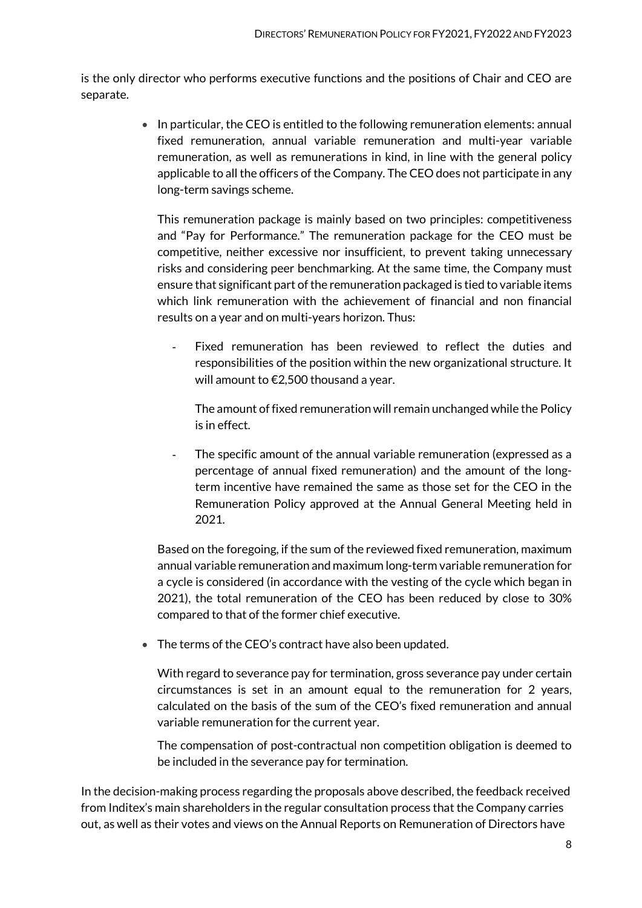is the only director who performs executive functions and the positions of Chair and CEO are separate.

- In particular, the CEO is entitled to the following remuneration elements: annual fixed remuneration, annual variable remuneration and multi-year variable remuneration, as well as remunerations in kind, in line with the general policy applicable to all the officers of the Company. The CEO does not participate in any long-term savings scheme.

  This remuneration package is mainly based on two principles: competitiveness and "Pay for Performance." The remuneration package for the CEO must be competitive, neither excessive nor insufficient, to prevent taking unnecessary risks and considering peer benchmarking. At the same time, the Company must ensure that significant part of the remuneration packaged is tied to variable items which link remuneration with the achievement of financial and non financial results on a year and on multi-years horizon. Thus:

  - Fixed remuneration has been reviewed to reflect the duties and responsibilities of the position within the new organizational structure. It will amount to €2,500 thousand a year.

    The amount of fixed remuneration will remain unchanged while the Policy is in effect.

  - The specific amount of the annual variable remuneration (expressed as a percentage of annual fixed remuneration) and the amount of the long-term incentive have remained the same as those set for the CEO in the Remuneration Policy approved at the Annual General Meeting held in 2021.

  Based on the foregoing, if the sum of the reviewed fixed remuneration, maximum annual variable remuneration and maximum long-term variable remuneration for a cycle is considered (in accordance with the vesting of the cycle which began in 2021), the total remuneration of the CEO has been reduced by close to 30% compared to that of the former chief executive.

- The terms of the CEO's contract have also been updated.

  With regard to severance pay for termination, gross severance pay under certain circumstances is set in an amount equal to the remuneration for 2 years, calculated on the basis of the sum of the CEO's fixed remuneration and annual variable remuneration for the current year.

  The compensation of post-contractual non competition obligation is deemed to be included in the severance pay for termination.

In the decision-making process regarding the proposals above described, the feedback received from Inditex's main shareholders in the regular consultation process that the Company carries out, as well as their votes and views on the Annual Reports on Remuneration of Directors have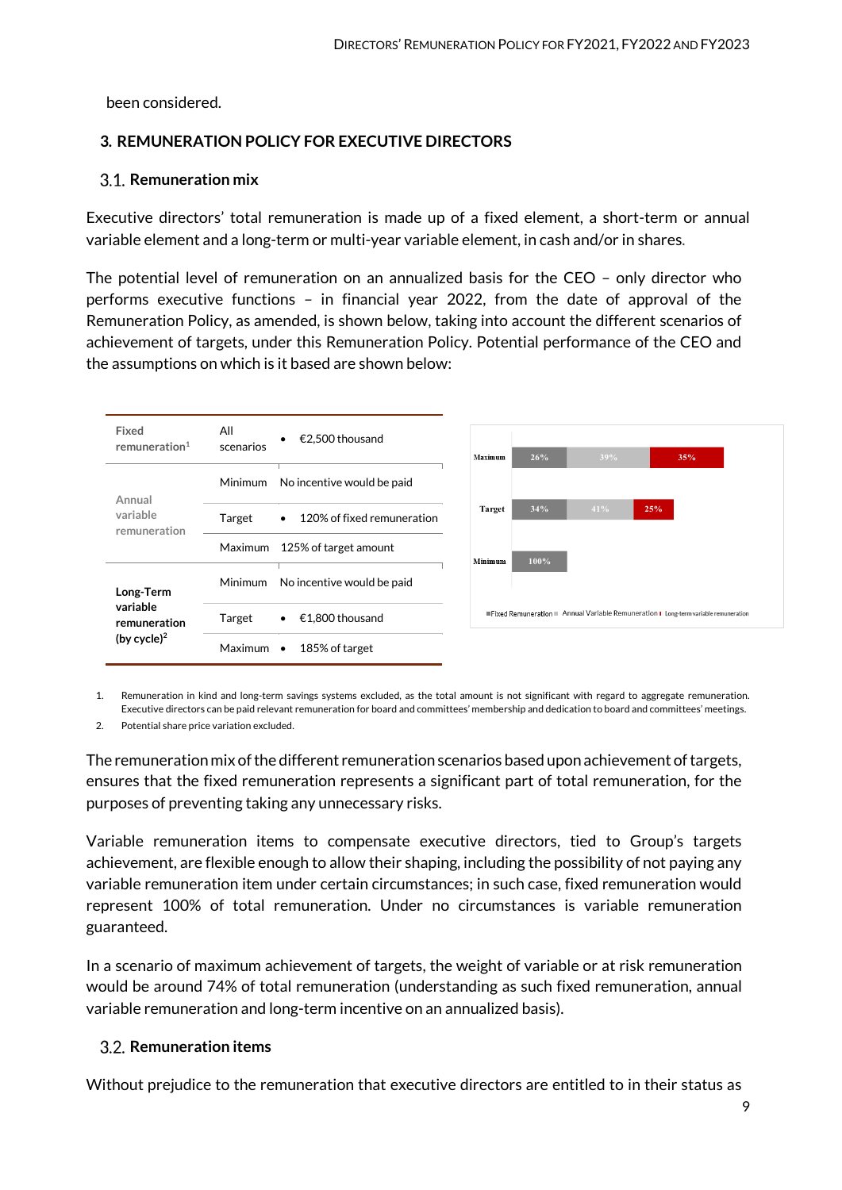been considered.

## 3. REMUNERATION POLICY FOR EXECUTIVE DIRECTORS

### 3.1. Remuneration mix

Executive directors' total remuneration is made up of a fixed element, a short-term or annual variable element and a long-term or multi-year variable element, in cash and/or in shares.

The potential level of remuneration on an annualized basis for the CEO – only director who performs executive functions – in financial year 2022, from the date of approval of the Remuneration Policy, as amended, is shown below, taking into account the different scenarios of achievement of targets, under this Remuneration Policy. Potential performance of the CEO and the assumptions on which is it based are shown below:

| | | |
|---|---|---|
| Fixed remuneration[1] | All scenarios | • €2,500 thousand |
| Annual variable remuneration | Minimum | No incentive would be paid |
| | Target | • 120% of fixed remuneration |
| | Maximum | 125% of target amount |
| **Long-Term variable remuneration (by cycle)[2]** | Minimum | No incentive would be paid |
| | Target | • €1,800 thousand |
| | Maximum | • 185% of target |

| | Fixed Remuneration | Annual Variable Remuneration | Long-term variable remuneration |
|---|---|---|---|
| Maximum | 26% | 39% | 35% |
| Target | 34% | 41% | 25% |
| Minimum | 100% | | |

1. Remuneration in kind and long-term savings systems excluded, as the total amount is not significant with regard to aggregate remuneration. Executive directors can be paid relevant remuneration for board and committees' membership and dedication to board and committees' meetings.
2. Potential share price variation excluded.

The remuneration mix of the different remuneration scenarios based upon achievement of targets, ensures that the fixed remuneration represents a significant part of total remuneration, for the purposes of preventing taking any unnecessary risks.

Variable remuneration items to compensate executive directors, tied to Group's targets achievement, are flexible enough to allow their shaping, including the possibility of not paying any variable remuneration item under certain circumstances; in such case, fixed remuneration would represent 100% of total remuneration. Under no circumstances is variable remuneration guaranteed.

In a scenario of maximum achievement of targets, the weight of variable or at risk remuneration would be around 74% of total remuneration (understanding as such fixed remuneration, annual variable remuneration and long-term incentive on an annualized basis).

### 3.2. Remuneration items

Without prejudice to the remuneration that executive directors are entitled to in their status as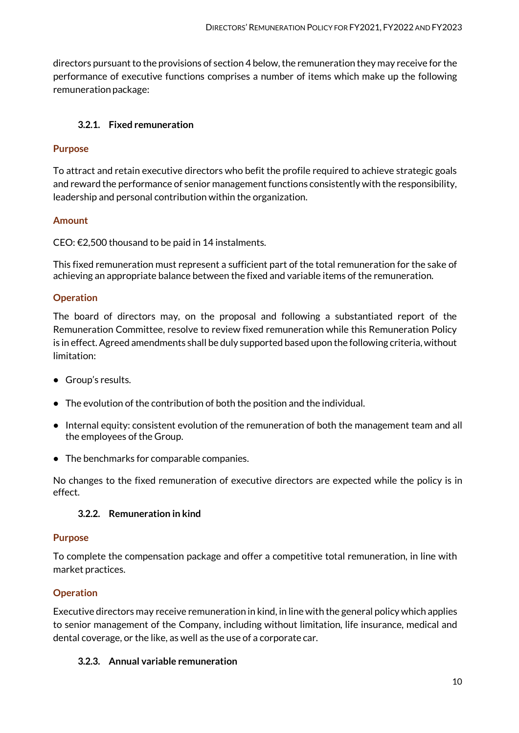directors pursuant to the provisions of section 4 below, the remuneration they may receive for the performance of executive functions comprises a number of items which make up the following remuneration package:

#### 3.2.1. Fixed remuneration

**Purpose**

To attract and retain executive directors who befit the profile required to achieve strategic goals and reward the performance of senior management functions consistently with the responsibility, leadership and personal contribution within the organization.

**Amount**

CEO: €2,500 thousand to be paid in 14 instalments.

This fixed remuneration must represent a sufficient part of the total remuneration for the sake of achieving an appropriate balance between the fixed and variable items of the remuneration.

**Operation**

The board of directors may, on the proposal and following a substantiated report of the Remuneration Committee, resolve to review fixed remuneration while this Remuneration Policy is in effect. Agreed amendments shall be duly supported based upon the following criteria, without limitation:

- Group's results.
- The evolution of the contribution of both the position and the individual.
- Internal equity: consistent evolution of the remuneration of both the management team and all the employees of the Group.
- The benchmarks for comparable companies.

No changes to the fixed remuneration of executive directors are expected while the policy is in effect.

#### 3.2.2. Remuneration in kind

**Purpose**

To complete the compensation package and offer a competitive total remuneration, in line with market practices.

**Operation**

Executive directors may receive remuneration in kind, in line with the general policy which applies to senior management of the Company, including without limitation, life insurance, medical and dental coverage, or the like, as well as the use of a corporate car.

#### 3.2.3. Annual variable remuneration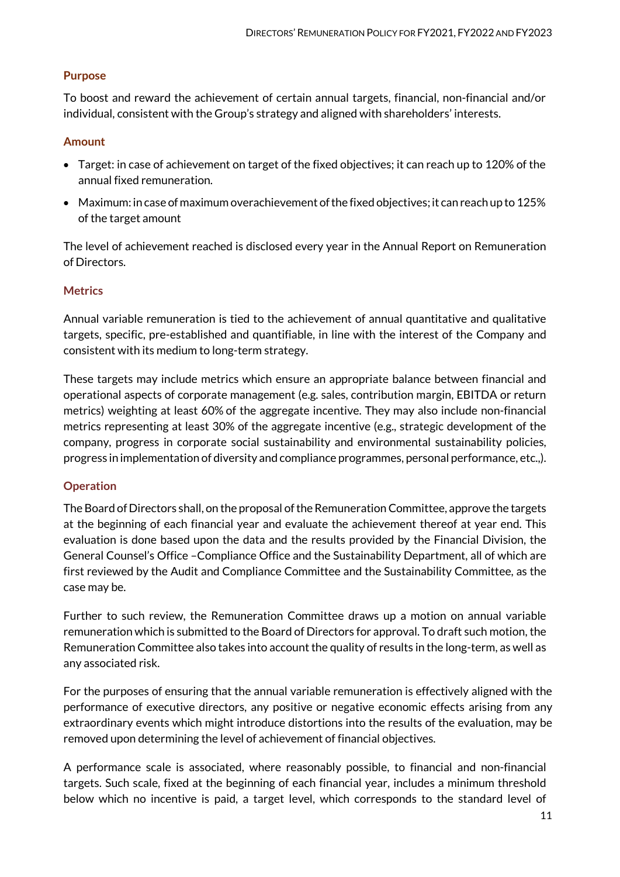### Purpose

To boost and reward the achievement of certain annual targets, financial, non-financial and/or individual, consistent with the Group's strategy and aligned with shareholders' interests.

### Amount

- Target: in case of achievement on target of the fixed objectives; it can reach up to 120% of the annual fixed remuneration.
- Maximum: in case of maximum overachievement of the fixed objectives; it can reach up to 125% of the target amount

The level of achievement reached is disclosed every year in the Annual Report on Remuneration of Directors.

### Metrics

Annual variable remuneration is tied to the achievement of annual quantitative and qualitative targets, specific, pre-established and quantifiable, in line with the interest of the Company and consistent with its medium to long-term strategy.

These targets may include metrics which ensure an appropriate balance between financial and operational aspects of corporate management (e.g. sales, contribution margin, EBITDA or return metrics) weighting at least 60% of the aggregate incentive. They may also include non-financial metrics representing at least 30% of the aggregate incentive (e.g., strategic development of the company, progress in corporate social sustainability and environmental sustainability policies, progress in implementation of diversity and compliance programmes, personal performance, etc.,).

### Operation

The Board of Directors shall, on the proposal of the Remuneration Committee, approve the targets at the beginning of each financial year and evaluate the achievement thereof at year end. This evaluation is done based upon the data and the results provided by the Financial Division, the General Counsel's Office –Compliance Office and the Sustainability Department, all of which are first reviewed by the Audit and Compliance Committee and the Sustainability Committee, as the case may be.

Further to such review, the Remuneration Committee draws up a motion on annual variable remuneration which is submitted to the Board of Directors for approval. To draft such motion, the Remuneration Committee also takes into account the quality of results in the long-term, as well as any associated risk.

For the purposes of ensuring that the annual variable remuneration is effectively aligned with the performance of executive directors, any positive or negative economic effects arising from any extraordinary events which might introduce distortions into the results of the evaluation, may be removed upon determining the level of achievement of financial objectives.

A performance scale is associated, where reasonably possible, to financial and non-financial targets. Such scale, fixed at the beginning of each financial year, includes a minimum threshold below which no incentive is paid, a target level, which corresponds to the standard level of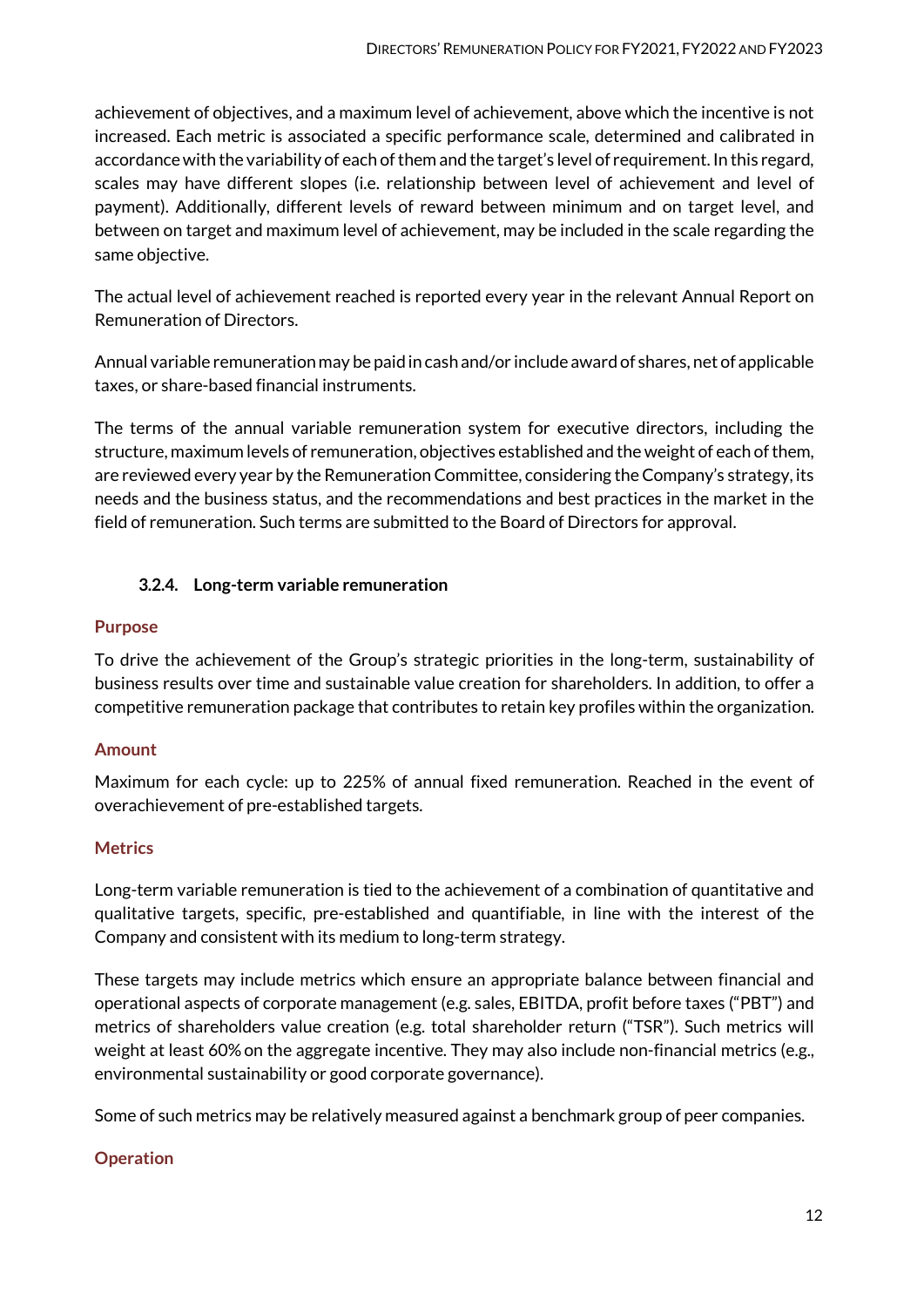achievement of objectives, and a maximum level of achievement, above which the incentive is not increased. Each metric is associated a specific performance scale, determined and calibrated in accordance with the variability of each of them and the target's level of requirement. In this regard, scales may have different slopes (i.e. relationship between level of achievement and level of payment). Additionally, different levels of reward between minimum and on target level, and between on target and maximum level of achievement, may be included in the scale regarding the same objective.

The actual level of achievement reached is reported every year in the relevant Annual Report on Remuneration of Directors.

Annual variable remuneration may be paid in cash and/or include award of shares, net of applicable taxes, or share-based financial instruments.

The terms of the annual variable remuneration system for executive directors, including the structure, maximum levels of remuneration, objectives established and the weight of each of them, are reviewed every year by the Remuneration Committee, considering the Company's strategy, its needs and the business status, and the recommendations and best practices in the market in the field of remuneration. Such terms are submitted to the Board of Directors for approval.

### 3.2.4. Long-term variable remuneration

**Purpose**

To drive the achievement of the Group's strategic priorities in the long-term, sustainability of business results over time and sustainable value creation for shareholders. In addition, to offer a competitive remuneration package that contributes to retain key profiles within the organization.

**Amount**

Maximum for each cycle: up to 225% of annual fixed remuneration. Reached in the event of overachievement of pre-established targets.

**Metrics**

Long-term variable remuneration is tied to the achievement of a combination of quantitative and qualitative targets, specific, pre-established and quantifiable, in line with the interest of the Company and consistent with its medium to long-term strategy.

These targets may include metrics which ensure an appropriate balance between financial and operational aspects of corporate management (e.g. sales, EBITDA, profit before taxes ("PBT") and metrics of shareholders value creation (e.g. total shareholder return ("TSR"). Such metrics will weight at least 60% on the aggregate incentive. They may also include non-financial metrics (e.g., environmental sustainability or good corporate governance).

Some of such metrics may be relatively measured against a benchmark group of peer companies.

**Operation**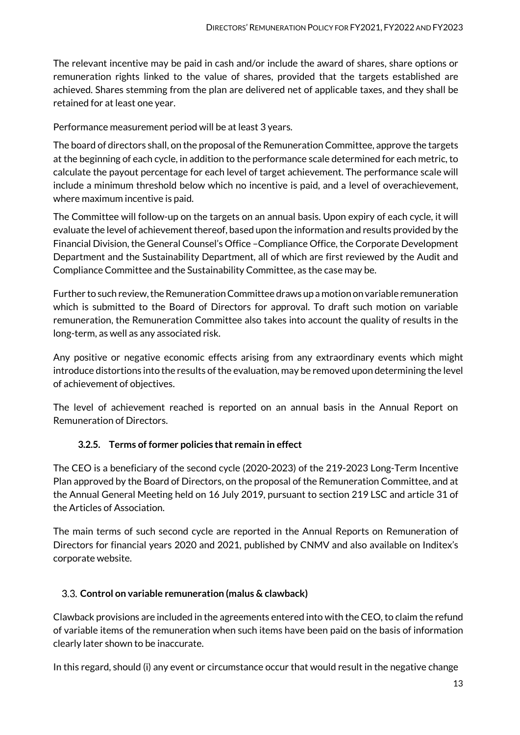The relevant incentive may be paid in cash and/or include the award of shares, share options or remuneration rights linked to the value of shares, provided that the targets established are achieved. Shares stemming from the plan are delivered net of applicable taxes, and they shall be retained for at least one year.

Performance measurement period will be at least 3 years.

The board of directors shall, on the proposal of the Remuneration Committee, approve the targets at the beginning of each cycle, in addition to the performance scale determined for each metric, to calculate the payout percentage for each level of target achievement. The performance scale will include a minimum threshold below which no incentive is paid, and a level of overachievement, where maximum incentive is paid.

The Committee will follow-up on the targets on an annual basis. Upon expiry of each cycle, it will evaluate the level of achievement thereof, based upon the information and results provided by the Financial Division, the General Counsel's Office –Compliance Office, the Corporate Development Department and the Sustainability Department, all of which are first reviewed by the Audit and Compliance Committee and the Sustainability Committee, as the case may be.

Further to such review, the Remuneration Committee draws up a motion on variable remuneration which is submitted to the Board of Directors for approval. To draft such motion on variable remuneration, the Remuneration Committee also takes into account the quality of results in the long-term, as well as any associated risk.

Any positive or negative economic effects arising from any extraordinary events which might introduce distortions into the results of the evaluation, may be removed upon determining the level of achievement of objectives.

The level of achievement reached is reported on an annual basis in the Annual Report on Remuneration of Directors.

#### 3.2.5. Terms of former policies that remain in effect

The CEO is a beneficiary of the second cycle (2020-2023) of the 219-2023 Long-Term Incentive Plan approved by the Board of Directors, on the proposal of the Remuneration Committee, and at the Annual General Meeting held on 16 July 2019, pursuant to section 219 LSC and article 31 of the Articles of Association.

The main terms of such second cycle are reported in the Annual Reports on Remuneration of Directors for financial years 2020 and 2021, published by CNMV and also available on Inditex's corporate website.

### 3.3. Control on variable remuneration (malus & clawback)

Clawback provisions are included in the agreements entered into with the CEO, to claim the refund of variable items of the remuneration when such items have been paid on the basis of information clearly later shown to be inaccurate.

In this regard, should (i) any event or circumstance occur that would result in the negative change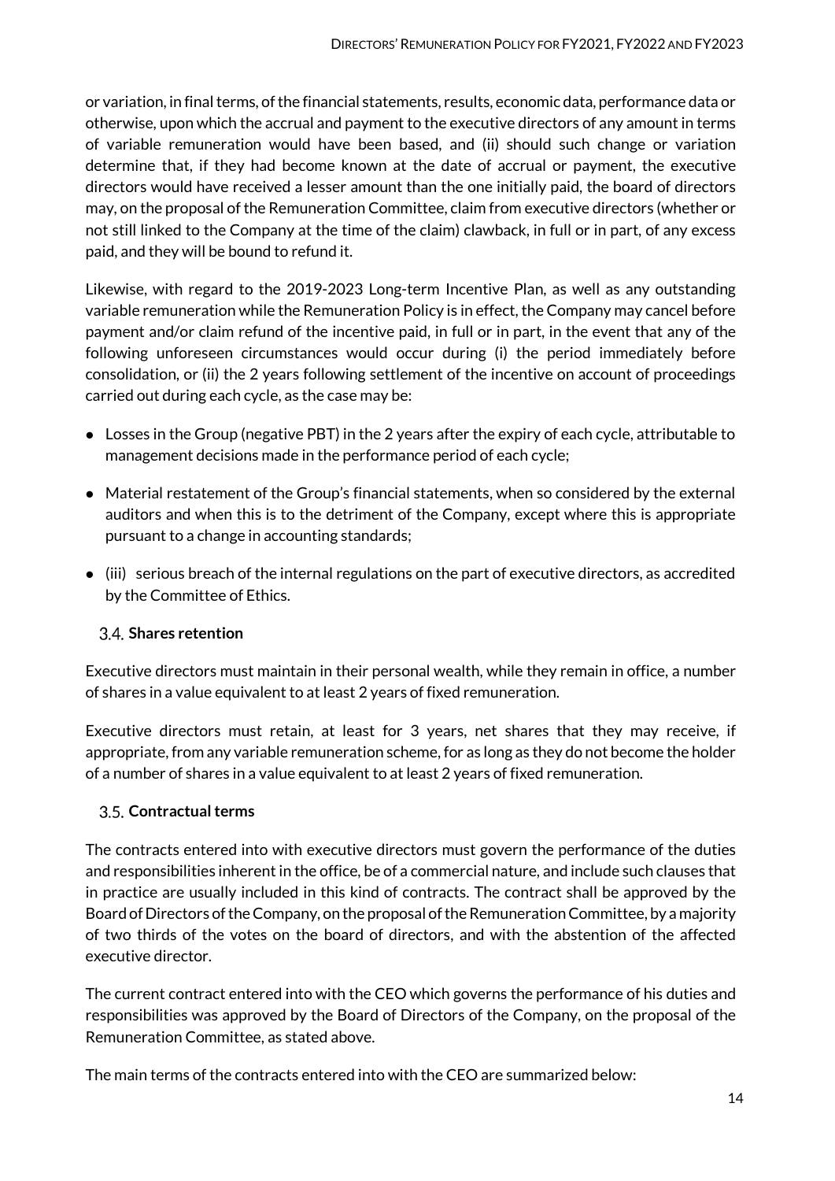or variation, in final terms, of the financial statements, results, economic data, performance data or otherwise, upon which the accrual and payment to the executive directors of any amount in terms of variable remuneration would have been based, and (ii) should such change or variation determine that, if they had become known at the date of accrual or payment, the executive directors would have received a lesser amount than the one initially paid, the board of directors may, on the proposal of the Remuneration Committee, claim from executive directors (whether or not still linked to the Company at the time of the claim) clawback, in full or in part, of any excess paid, and they will be bound to refund it.

Likewise, with regard to the 2019-2023 Long-term Incentive Plan, as well as any outstanding variable remuneration while the Remuneration Policy is in effect, the Company may cancel before payment and/or claim refund of the incentive paid, in full or in part, in the event that any of the following unforeseen circumstances would occur during (i) the period immediately before consolidation, or (ii) the 2 years following settlement of the incentive on account of proceedings carried out during each cycle, as the case may be:

- Losses in the Group (negative PBT) in the 2 years after the expiry of each cycle, attributable to management decisions made in the performance period of each cycle;
- Material restatement of the Group's financial statements, when so considered by the external auditors and when this is to the detriment of the Company, except where this is appropriate pursuant to a change in accounting standards;
- (iii) serious breach of the internal regulations on the part of executive directors, as accredited by the Committee of Ethics.

### 3.4. Shares retention

Executive directors must maintain in their personal wealth, while they remain in office, a number of shares in a value equivalent to at least 2 years of fixed remuneration.

Executive directors must retain, at least for 3 years, net shares that they may receive, if appropriate, from any variable remuneration scheme, for as long as they do not become the holder of a number of shares in a value equivalent to at least 2 years of fixed remuneration.

### 3.5. Contractual terms

The contracts entered into with executive directors must govern the performance of the duties and responsibilities inherent in the office, be of a commercial nature, and include such clauses that in practice are usually included in this kind of contracts. The contract shall be approved by the Board of Directors of the Company, on the proposal of the Remuneration Committee, by a majority of two thirds of the votes on the board of directors, and with the abstention of the affected executive director.

The current contract entered into with the CEO which governs the performance of his duties and responsibilities was approved by the Board of Directors of the Company, on the proposal of the Remuneration Committee, as stated above.

The main terms of the contracts entered into with the CEO are summarized below: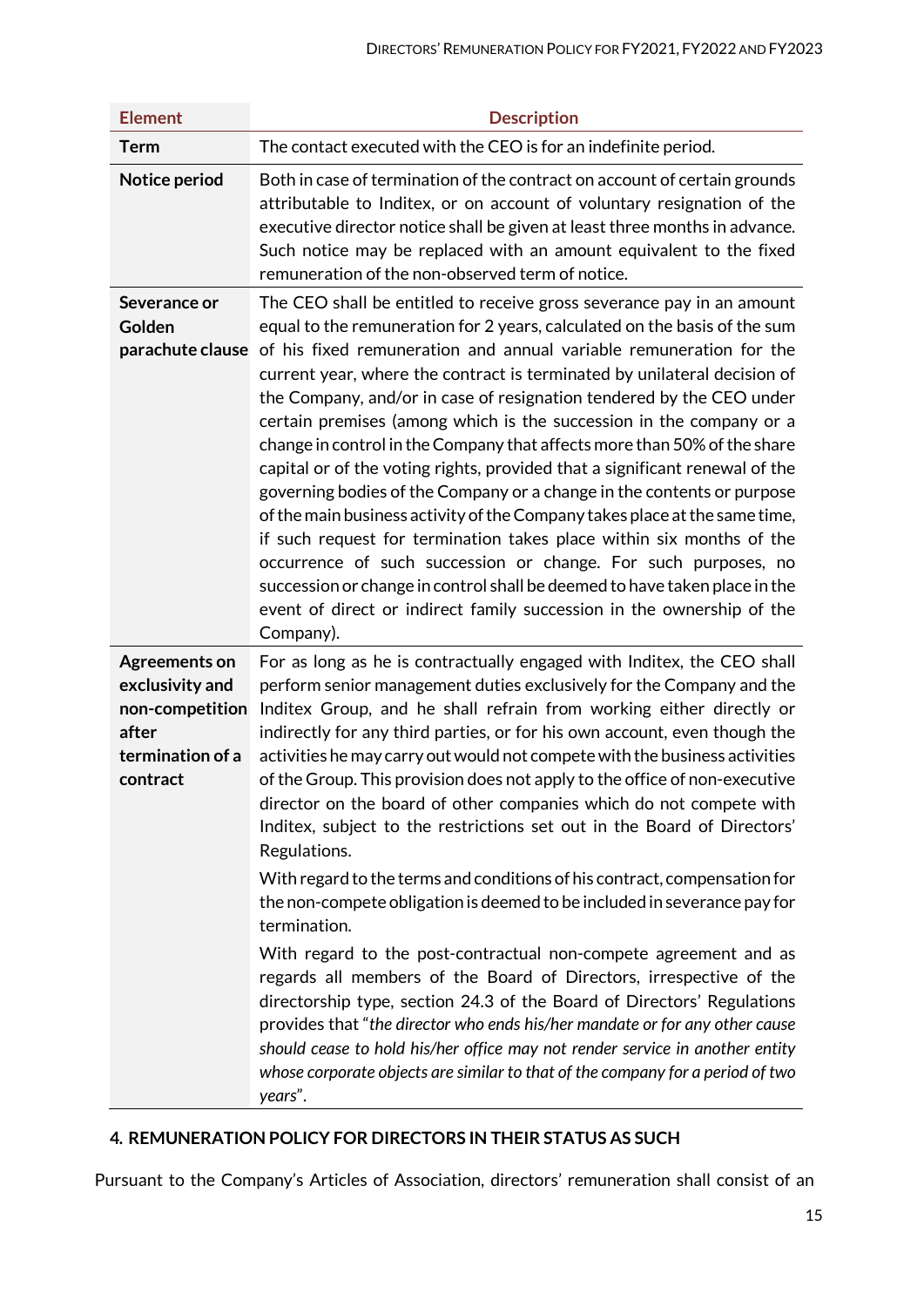| Element | Description |
|---|---|
| **Term** | The contact executed with the CEO is for an indefinite period. |
| **Notice period** | Both in case of termination of the contract on account of certain grounds attributable to Inditex, or on account of voluntary resignation of the executive director notice shall be given at least three months in advance. Such notice may be replaced with an amount equivalent to the fixed remuneration of the non-observed term of notice. |
| **Severance or Golden parachute clause** | The CEO shall be entitled to receive gross severance pay in an amount equal to the remuneration for 2 years, calculated on the basis of the sum of his fixed remuneration and annual variable remuneration for the current year, where the contract is terminated by unilateral decision of the Company, and/or in case of resignation tendered by the CEO under certain premises (among which is the succession in the company or a change in control in the Company that affects more than 50% of the share capital or of the voting rights, provided that a significant renewal of the governing bodies of the Company or a change in the contents or purpose of the main business activity of the Company takes place at the same time, if such request for termination takes place within six months of the occurrence of such succession or change. For such purposes, no succession or change in control shall be deemed to have taken place in the event of direct or indirect family succession in the ownership of the Company). |
| **Agreements on exclusivity and non-competition after termination of a contract** | For as long as he is contractually engaged with Inditex, the CEO shall perform senior management duties exclusively for the Company and the Inditex Group, and he shall refrain from working either directly or indirectly for any third parties, or for his own account, even though the activities he may carry out would not compete with the business activities of the Group. This provision does not apply to the office of non-executive director on the board of other companies which do not compete with Inditex, subject to the restrictions set out in the Board of Directors' Regulations.<br><br>With regard to the terms and conditions of his contract, compensation for the non-compete obligation is deemed to be included in severance pay for termination.<br><br>With regard to the post-contractual non-compete agreement and as regards all members of the Board of Directors, irrespective of the directorship type, section 24.3 of the Board of Directors' Regulations provides that "*the director who ends his/her mandate or for any other cause should cease to hold his/her office may not render service in another entity whose corporate objects are similar to that of the company for a period of two years*". |

## 4. REMUNERATION POLICY FOR DIRECTORS IN THEIR STATUS AS SUCH

Pursuant to the Company's Articles of Association, directors' remuneration shall consist of an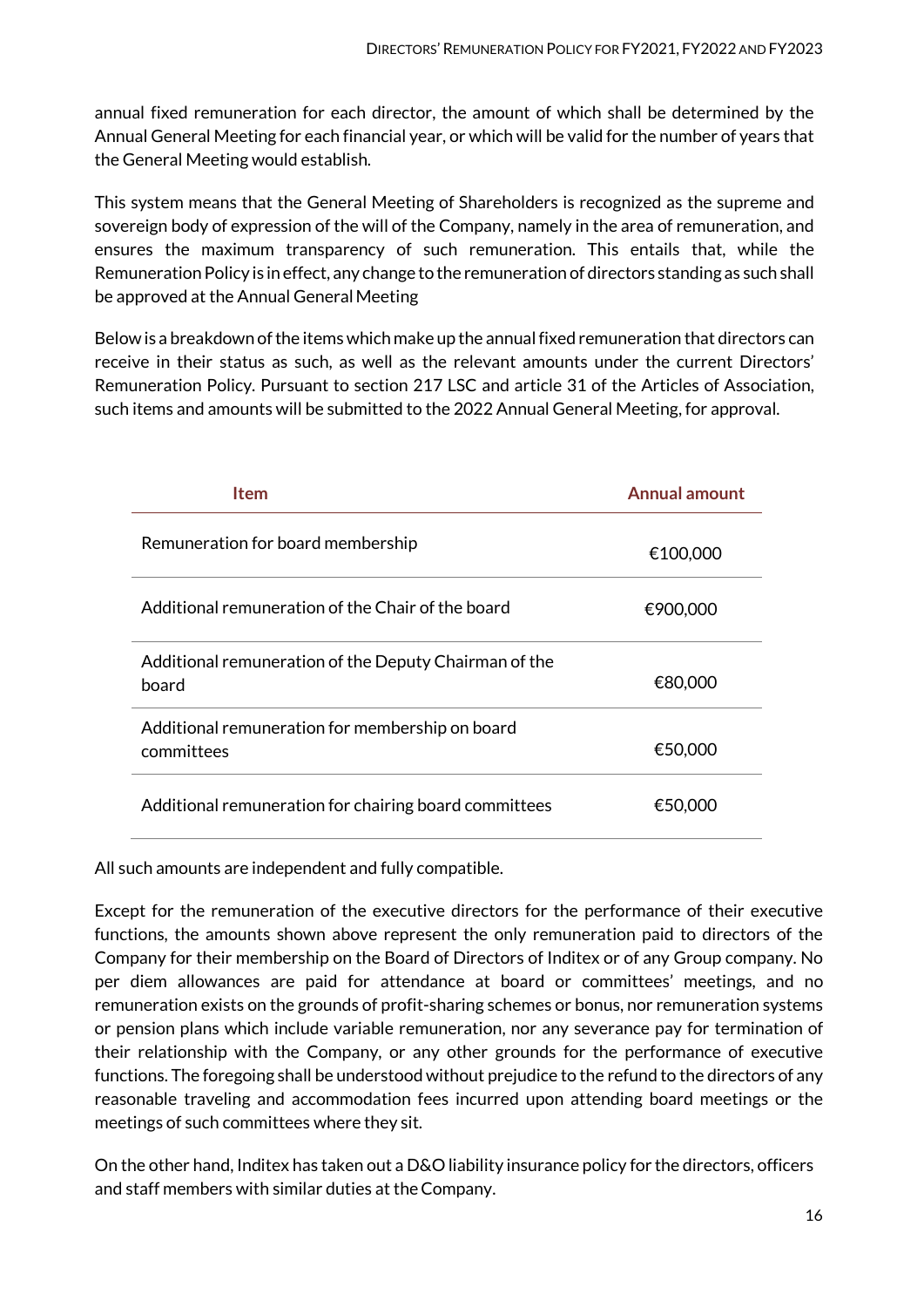annual fixed remuneration for each director, the amount of which shall be determined by the Annual General Meeting for each financial year, or which will be valid for the number of years that the General Meeting would establish.

This system means that the General Meeting of Shareholders is recognized as the supreme and sovereign body of expression of the will of the Company, namely in the area of remuneration, and ensures the maximum transparency of such remuneration. This entails that, while the Remuneration Policy is in effect, any change to the remuneration of directors standing as such shall be approved at the Annual General Meeting

Below is a breakdown of the items which make up the annual fixed remuneration that directors can receive in their status as such, as well as the relevant amounts under the current Directors' Remuneration Policy. Pursuant to section 217 LSC and article 31 of the Articles of Association, such items and amounts will be submitted to the 2022 Annual General Meeting, for approval.

| Item | Annual amount |
|---|---|
| Remuneration for board membership | €100,000 |
| Additional remuneration of the Chair of the board | €900,000 |
| Additional remuneration of the Deputy Chairman of the board | €80,000 |
| Additional remuneration for membership on board committees | €50,000 |
| Additional remuneration for chairing board committees | €50,000 |

All such amounts are independent and fully compatible.

Except for the remuneration of the executive directors for the performance of their executive functions, the amounts shown above represent the only remuneration paid to directors of the Company for their membership on the Board of Directors of Inditex or of any Group company. No per diem allowances are paid for attendance at board or committees' meetings, and no remuneration exists on the grounds of profit-sharing schemes or bonus, nor remuneration systems or pension plans which include variable remuneration, nor any severance pay for termination of their relationship with the Company, or any other grounds for the performance of executive functions. The foregoing shall be understood without prejudice to the refund to the directors of any reasonable traveling and accommodation fees incurred upon attending board meetings or the meetings of such committees where they sit.

On the other hand, Inditex has taken out a D&O liability insurance policy for the directors, officers and staff members with similar duties at the Company.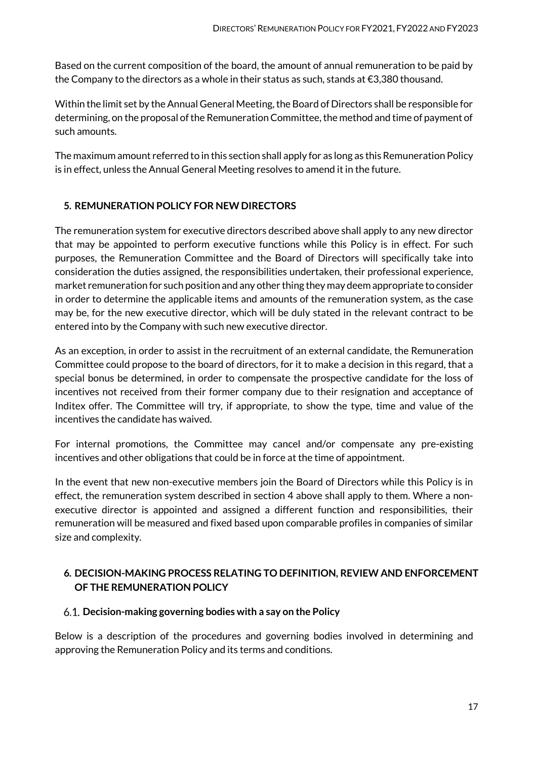Based on the current composition of the board, the amount of annual remuneration to be paid by the Company to the directors as a whole in their status as such, stands at €3,380 thousand.

Within the limit set by the Annual General Meeting, the Board of Directors shall be responsible for determining, on the proposal of the Remuneration Committee, the method and time of payment of such amounts.

The maximum amount referred to in this section shall apply for as long as this Remuneration Policy is in effect, unless the Annual General Meeting resolves to amend it in the future.

## 5. REMUNERATION POLICY FOR NEW DIRECTORS

The remuneration system for executive directors described above shall apply to any new director that may be appointed to perform executive functions while this Policy is in effect. For such purposes, the Remuneration Committee and the Board of Directors will specifically take into consideration the duties assigned, the responsibilities undertaken, their professional experience, market remuneration for such position and any other thing they may deem appropriate to consider in order to determine the applicable items and amounts of the remuneration system, as the case may be, for the new executive director, which will be duly stated in the relevant contract to be entered into by the Company with such new executive director.

As an exception, in order to assist in the recruitment of an external candidate, the Remuneration Committee could propose to the board of directors, for it to make a decision in this regard, that a special bonus be determined, in order to compensate the prospective candidate for the loss of incentives not received from their former company due to their resignation and acceptance of Inditex offer. The Committee will try, if appropriate, to show the type, time and value of the incentives the candidate has waived.

For internal promotions, the Committee may cancel and/or compensate any pre-existing incentives and other obligations that could be in force at the time of appointment.

In the event that new non-executive members join the Board of Directors while this Policy is in effect, the remuneration system described in section 4 above shall apply to them. Where a non-executive director is appointed and assigned a different function and responsibilities, their remuneration will be measured and fixed based upon comparable profiles in companies of similar size and complexity.

## 6. DECISION-MAKING PROCESS RELATING TO DEFINITION, REVIEW AND ENFORCEMENT OF THE REMUNERATION POLICY

### 6.1. Decision-making governing bodies with a say on the Policy

Below is a description of the procedures and governing bodies involved in determining and approving the Remuneration Policy and its terms and conditions.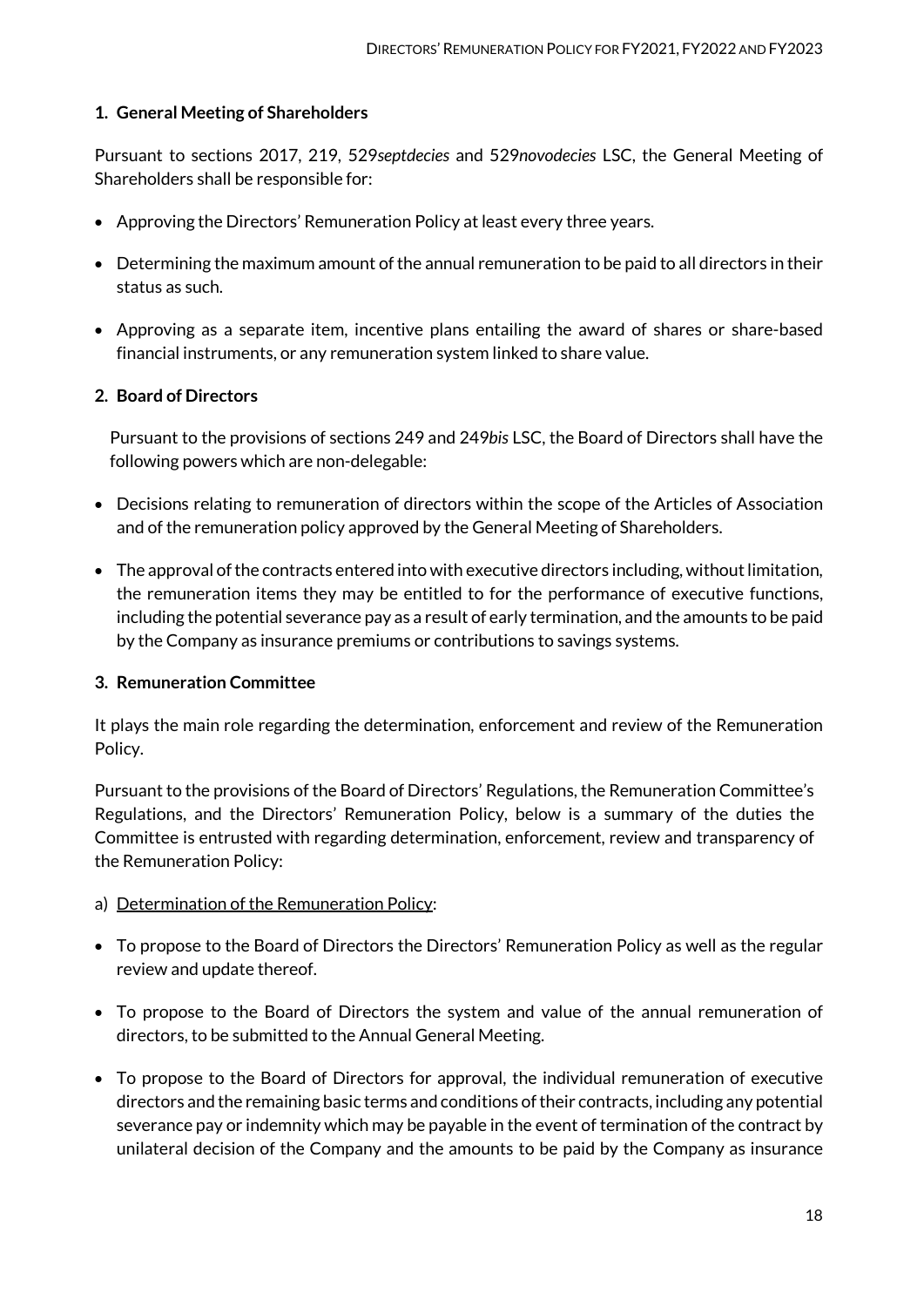**1. General Meeting of Shareholders**

Pursuant to sections 2017, 219, 529*septdecies* and 529*novodecies* LSC, the General Meeting of Shareholders shall be responsible for:

- Approving the Directors' Remuneration Policy at least every three years.
- Determining the maximum amount of the annual remuneration to be paid to all directors in their status as such.
- Approving as a separate item, incentive plans entailing the award of shares or share-based financial instruments, or any remuneration system linked to share value.

**2. Board of Directors**

Pursuant to the provisions of sections 249 and 249*bis* LSC, the Board of Directors shall have the following powers which are non-delegable:

- Decisions relating to remuneration of directors within the scope of the Articles of Association and of the remuneration policy approved by the General Meeting of Shareholders.
- The approval of the contracts entered into with executive directors including, without limitation, the remuneration items they may be entitled to for the performance of executive functions, including the potential severance pay as a result of early termination, and the amounts to be paid by the Company as insurance premiums or contributions to savings systems.

**3. Remuneration Committee**

It plays the main role regarding the determination, enforcement and review of the Remuneration Policy.

Pursuant to the provisions of the Board of Directors' Regulations, the Remuneration Committee's Regulations, and the Directors' Remuneration Policy, below is a summary of the duties the Committee is entrusted with regarding determination, enforcement, review and transparency of the Remuneration Policy:

a) Determination of the Remuneration Policy:

- To propose to the Board of Directors the Directors' Remuneration Policy as well as the regular review and update thereof.
- To propose to the Board of Directors the system and value of the annual remuneration of directors, to be submitted to the Annual General Meeting.
- To propose to the Board of Directors for approval, the individual remuneration of executive directors and the remaining basic terms and conditions of their contracts, including any potential severance pay or indemnity which may be payable in the event of termination of the contract by unilateral decision of the Company and the amounts to be paid by the Company as insurance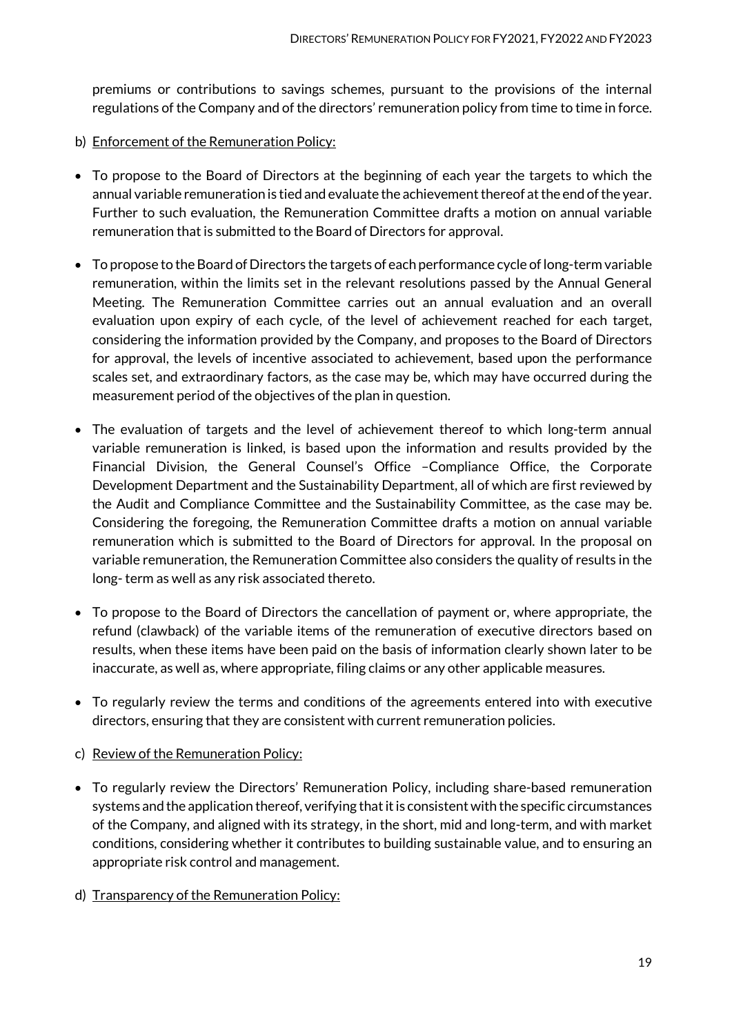premiums or contributions to savings schemes, pursuant to the provisions of the internal regulations of the Company and of the directors' remuneration policy from time to time in force.

b) Enforcement of the Remuneration Policy:

- To propose to the Board of Directors at the beginning of each year the targets to which the annual variable remuneration is tied and evaluate the achievement thereof at the end of the year. Further to such evaluation, the Remuneration Committee drafts a motion on annual variable remuneration that is submitted to the Board of Directors for approval.
- To propose to the Board of Directors the targets of each performance cycle of long-term variable remuneration, within the limits set in the relevant resolutions passed by the Annual General Meeting. The Remuneration Committee carries out an annual evaluation and an overall evaluation upon expiry of each cycle, of the level of achievement reached for each target, considering the information provided by the Company, and proposes to the Board of Directors for approval, the levels of incentive associated to achievement, based upon the performance scales set, and extraordinary factors, as the case may be, which may have occurred during the measurement period of the objectives of the plan in question.
- The evaluation of targets and the level of achievement thereof to which long-term annual variable remuneration is linked, is based upon the information and results provided by the Financial Division, the General Counsel's Office –Compliance Office, the Corporate Development Department and the Sustainability Department, all of which are first reviewed by the Audit and Compliance Committee and the Sustainability Committee, as the case may be. Considering the foregoing, the Remuneration Committee drafts a motion on annual variable remuneration which is submitted to the Board of Directors for approval. In the proposal on variable remuneration, the Remuneration Committee also considers the quality of results in the long- term as well as any risk associated thereto.
- To propose to the Board of Directors the cancellation of payment or, where appropriate, the refund (clawback) of the variable items of the remuneration of executive directors based on results, when these items have been paid on the basis of information clearly shown later to be inaccurate, as well as, where appropriate, filing claims or any other applicable measures.
- To regularly review the terms and conditions of the agreements entered into with executive directors, ensuring that they are consistent with current remuneration policies.

c) Review of the Remuneration Policy:

- To regularly review the Directors' Remuneration Policy, including share-based remuneration systems and the application thereof, verifying that it is consistent with the specific circumstances of the Company, and aligned with its strategy, in the short, mid and long-term, and with market conditions, considering whether it contributes to building sustainable value, and to ensuring an appropriate risk control and management.

d) Transparency of the Remuneration Policy: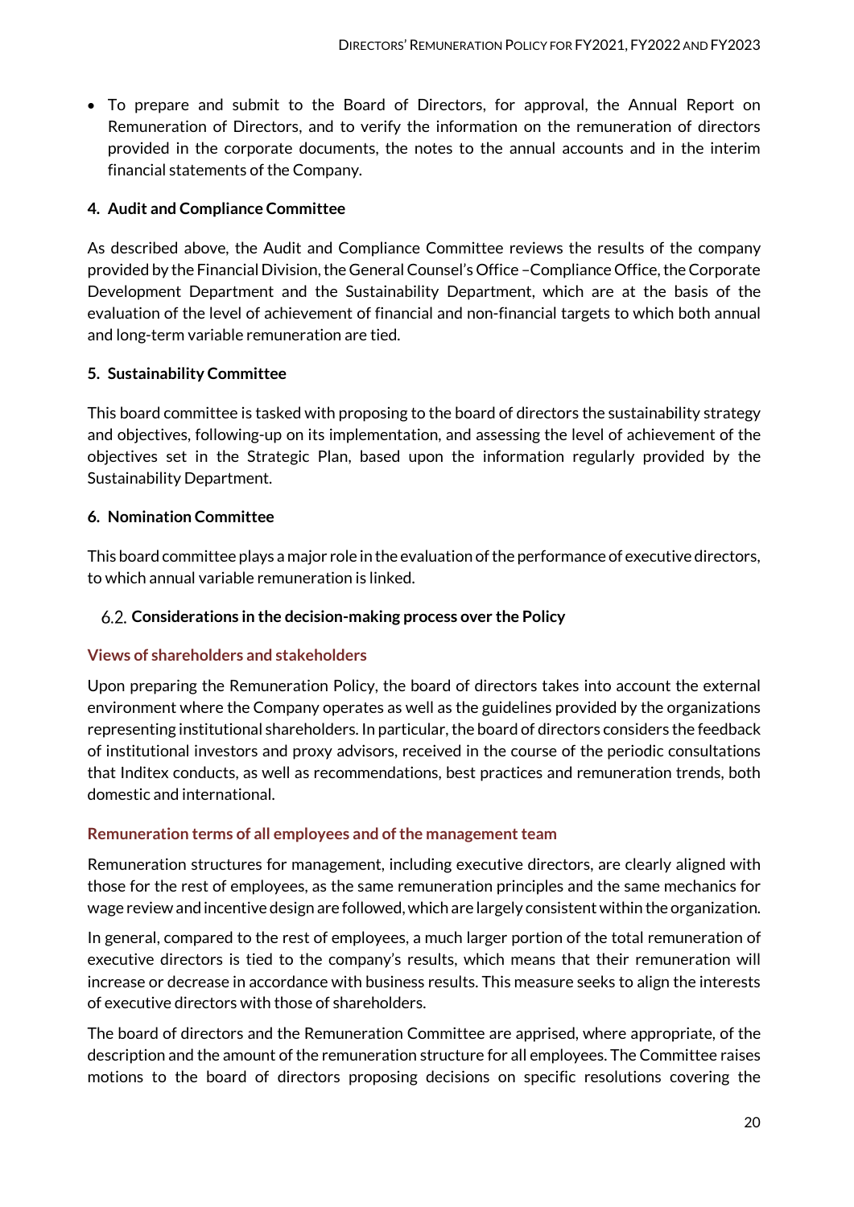- To prepare and submit to the Board of Directors, for approval, the Annual Report on Remuneration of Directors, and to verify the information on the remuneration of directors provided in the corporate documents, the notes to the annual accounts and in the interim financial statements of the Company.

**4. Audit and Compliance Committee**

As described above, the Audit and Compliance Committee reviews the results of the company provided by the Financial Division, the General Counsel's Office –Compliance Office, the Corporate Development Department and the Sustainability Department, which are at the basis of the evaluation of the level of achievement of financial and non-financial targets to which both annual and long-term variable remuneration are tied.

**5. Sustainability Committee**

This board committee is tasked with proposing to the board of directors the sustainability strategy and objectives, following-up on its implementation, and assessing the level of achievement of the objectives set in the Strategic Plan, based upon the information regularly provided by the Sustainability Department.

**6. Nomination Committee**

This board committee plays a major role in the evaluation of the performance of executive directors, to which annual variable remuneration is linked.

### 6.2. Considerations in the decision-making process over the Policy

#### Views of shareholders and stakeholders

Upon preparing the Remuneration Policy, the board of directors takes into account the external environment where the Company operates as well as the guidelines provided by the organizations representing institutional shareholders. In particular, the board of directors considers the feedback of institutional investors and proxy advisors, received in the course of the periodic consultations that Inditex conducts, as well as recommendations, best practices and remuneration trends, both domestic and international.

#### Remuneration terms of all employees and of the management team

Remuneration structures for management, including executive directors, are clearly aligned with those for the rest of employees, as the same remuneration principles and the same mechanics for wage review and incentive design are followed, which are largely consistent within the organization.

In general, compared to the rest of employees, a much larger portion of the total remuneration of executive directors is tied to the company's results, which means that their remuneration will increase or decrease in accordance with business results. This measure seeks to align the interests of executive directors with those of shareholders.

The board of directors and the Remuneration Committee are apprised, where appropriate, of the description and the amount of the remuneration structure for all employees. The Committee raises motions to the board of directors proposing decisions on specific resolutions covering the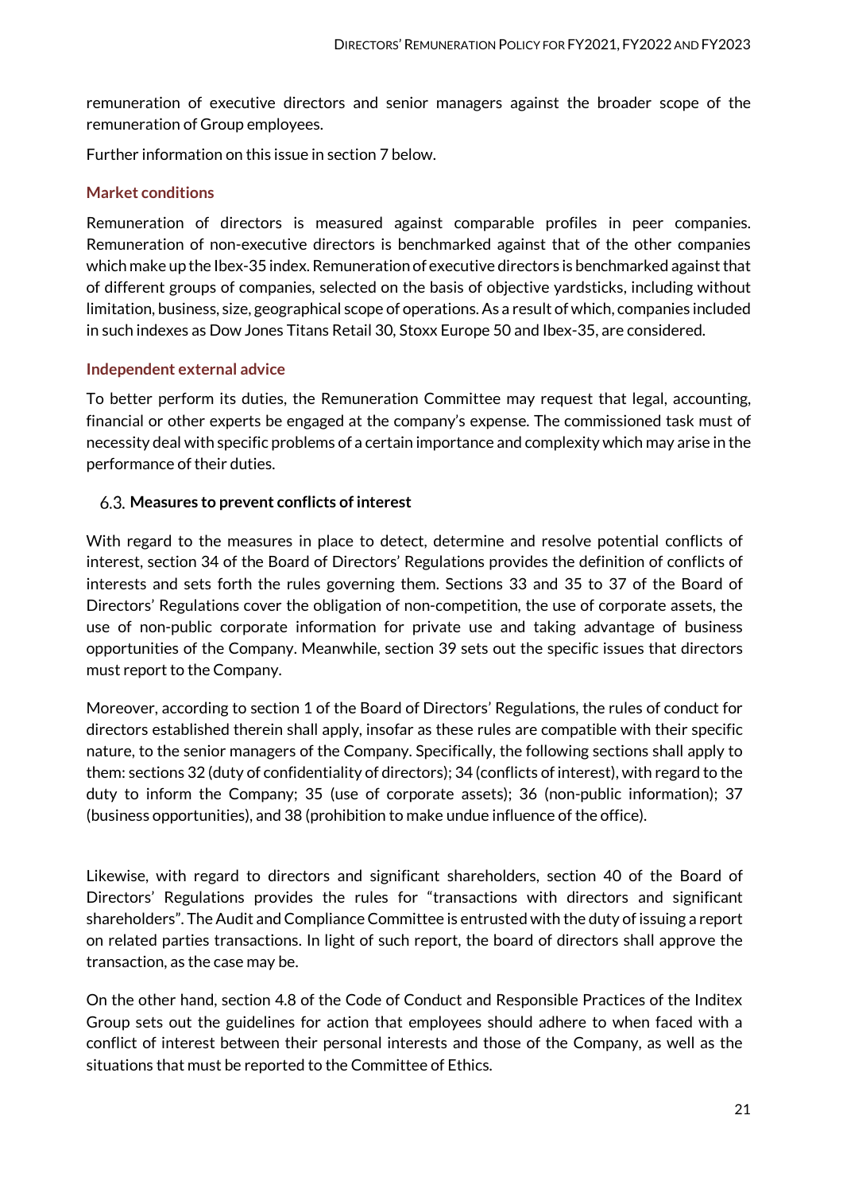remuneration of executive directors and senior managers against the broader scope of the remuneration of Group employees.

Further information on this issue in section 7 below.

#### Market conditions

Remuneration of directors is measured against comparable profiles in peer companies. Remuneration of non-executive directors is benchmarked against that of the other companies which make up the Ibex-35 index. Remuneration of executive directors is benchmarked against that of different groups of companies, selected on the basis of objective yardsticks, including without limitation, business, size, geographical scope of operations. As a result of which, companies included in such indexes as Dow Jones Titans Retail 30, Stoxx Europe 50 and Ibex-35, are considered.

#### Independent external advice

To better perform its duties, the Remuneration Committee may request that legal, accounting, financial or other experts be engaged at the company's expense. The commissioned task must of necessity deal with specific problems of a certain importance and complexity which may arise in the performance of their duties.

### 6.3. Measures to prevent conflicts of interest

With regard to the measures in place to detect, determine and resolve potential conflicts of interest, section 34 of the Board of Directors' Regulations provides the definition of conflicts of interests and sets forth the rules governing them. Sections 33 and 35 to 37 of the Board of Directors' Regulations cover the obligation of non-competition, the use of corporate assets, the use of non-public corporate information for private use and taking advantage of business opportunities of the Company. Meanwhile, section 39 sets out the specific issues that directors must report to the Company.

Moreover, according to section 1 of the Board of Directors' Regulations, the rules of conduct for directors established therein shall apply, insofar as these rules are compatible with their specific nature, to the senior managers of the Company. Specifically, the following sections shall apply to them: sections 32 (duty of confidentiality of directors); 34 (conflicts of interest), with regard to the duty to inform the Company; 35 (use of corporate assets); 36 (non-public information); 37 (business opportunities), and 38 (prohibition to make undue influence of the office).

Likewise, with regard to directors and significant shareholders, section 40 of the Board of Directors' Regulations provides the rules for "transactions with directors and significant shareholders". The Audit and Compliance Committee is entrusted with the duty of issuing a report on related parties transactions. In light of such report, the board of directors shall approve the transaction, as the case may be.

On the other hand, section 4.8 of the Code of Conduct and Responsible Practices of the Inditex Group sets out the guidelines for action that employees should adhere to when faced with a conflict of interest between their personal interests and those of the Company, as well as the situations that must be reported to the Committee of Ethics.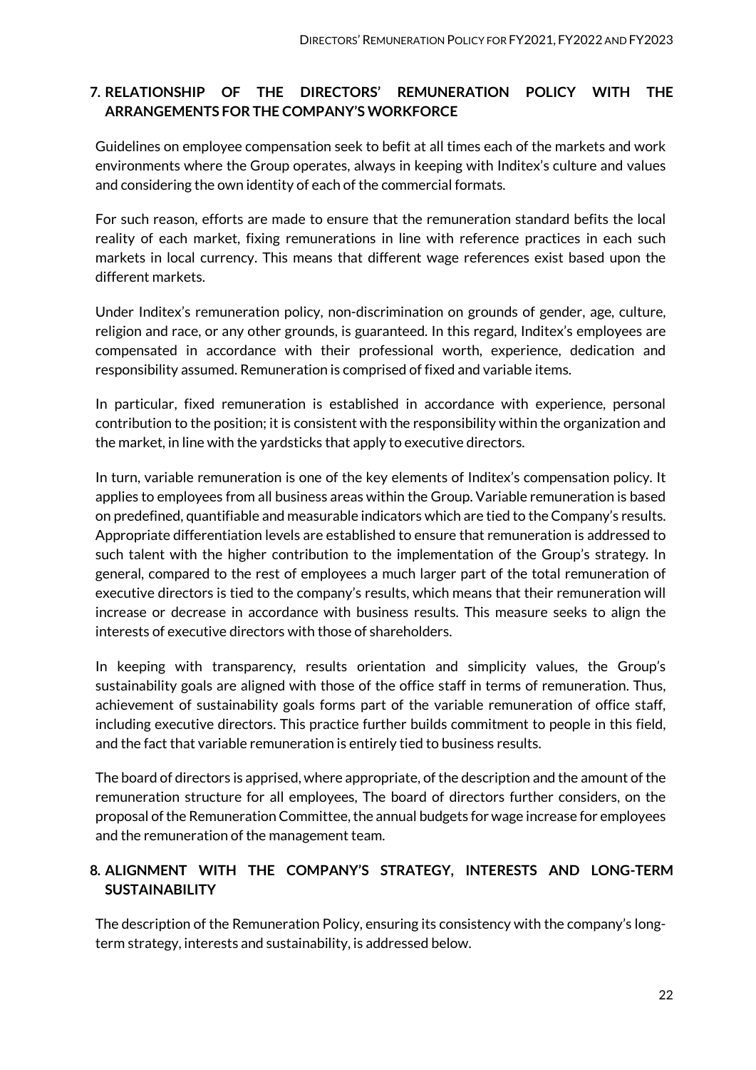## 7. RELATIONSHIP OF THE DIRECTORS' REMUNERATION POLICY WITH THE ARRANGEMENTS FOR THE COMPANY'S WORKFORCE

Guidelines on employee compensation seek to befit at all times each of the markets and work environments where the Group operates, always in keeping with Inditex's culture and values and considering the own identity of each of the commercial formats.

For such reason, efforts are made to ensure that the remuneration standard befits the local reality of each market, fixing remunerations in line with reference practices in each such markets in local currency. This means that different wage references exist based upon the different markets.

Under Inditex's remuneration policy, non-discrimination on grounds of gender, age, culture, religion and race, or any other grounds, is guaranteed. In this regard, Inditex's employees are compensated in accordance with their professional worth, experience, dedication and responsibility assumed. Remuneration is comprised of fixed and variable items.

In particular, fixed remuneration is established in accordance with experience, personal contribution to the position; it is consistent with the responsibility within the organization and the market, in line with the yardsticks that apply to executive directors.

In turn, variable remuneration is one of the key elements of Inditex's compensation policy. It applies to employees from all business areas within the Group. Variable remuneration is based on predefined, quantifiable and measurable indicators which are tied to the Company's results. Appropriate differentiation levels are established to ensure that remuneration is addressed to such talent with the higher contribution to the implementation of the Group's strategy. In general, compared to the rest of employees a much larger part of the total remuneration of executive directors is tied to the company's results, which means that their remuneration will increase or decrease in accordance with business results. This measure seeks to align the interests of executive directors with those of shareholders.

In keeping with transparency, results orientation and simplicity values, the Group's sustainability goals are aligned with those of the office staff in terms of remuneration. Thus, achievement of sustainability goals forms part of the variable remuneration of office staff, including executive directors. This practice further builds commitment to people in this field, and the fact that variable remuneration is entirely tied to business results.

The board of directors is apprised, where appropriate, of the description and the amount of the remuneration structure for all employees, The board of directors further considers, on the proposal of the Remuneration Committee, the annual budgets for wage increase for employees and the remuneration of the management team.

## 8. ALIGNMENT WITH THE COMPANY'S STRATEGY, INTERESTS AND LONG-TERM SUSTAINABILITY

The description of the Remuneration Policy, ensuring its consistency with the company's long-term strategy, interests and sustainability, is addressed below.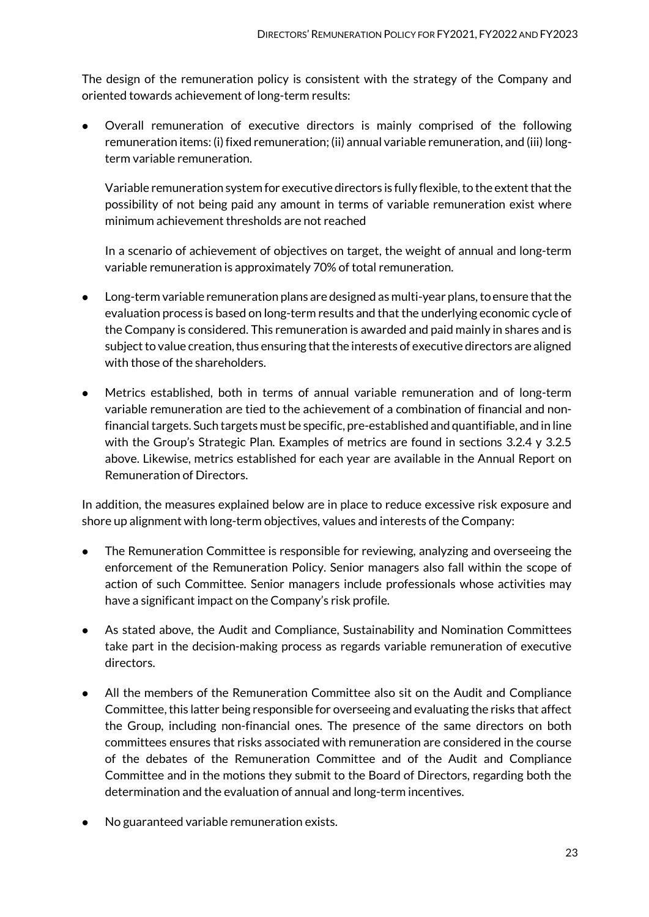The design of the remuneration policy is consistent with the strategy of the Company and oriented towards achievement of long-term results:

- Overall remuneration of executive directors is mainly comprised of the following remuneration items: (i) fixed remuneration; (ii) annual variable remuneration, and (iii) long-term variable remuneration.

  Variable remuneration system for executive directors is fully flexible, to the extent that the possibility of not being paid any amount in terms of variable remuneration exist where minimum achievement thresholds are not reached

  In a scenario of achievement of objectives on target, the weight of annual and long-term variable remuneration is approximately 70% of total remuneration.

- Long-term variable remuneration plans are designed as multi-year plans, to ensure that the evaluation process is based on long-term results and that the underlying economic cycle of the Company is considered. This remuneration is awarded and paid mainly in shares and is subject to value creation, thus ensuring that the interests of executive directors are aligned with those of the shareholders.

- Metrics established, both in terms of annual variable remuneration and of long-term variable remuneration are tied to the achievement of a combination of financial and non-financial targets. Such targets must be specific, pre-established and quantifiable, and in line with the Group's Strategic Plan. Examples of metrics are found in sections 3.2.4 y 3.2.5 above. Likewise, metrics established for each year are available in the Annual Report on Remuneration of Directors.

In addition, the measures explained below are in place to reduce excessive risk exposure and shore up alignment with long-term objectives, values and interests of the Company:

- The Remuneration Committee is responsible for reviewing, analyzing and overseeing the enforcement of the Remuneration Policy. Senior managers also fall within the scope of action of such Committee. Senior managers include professionals whose activities may have a significant impact on the Company's risk profile.

- As stated above, the Audit and Compliance, Sustainability and Nomination Committees take part in the decision-making process as regards variable remuneration of executive directors.

- All the members of the Remuneration Committee also sit on the Audit and Compliance Committee, this latter being responsible for overseeing and evaluating the risks that affect the Group, including non-financial ones. The presence of the same directors on both committees ensures that risks associated with remuneration are considered in the course of the debates of the Remuneration Committee and of the Audit and Compliance Committee and in the motions they submit to the Board of Directors, regarding both the determination and the evaluation of annual and long-term incentives.

- No guaranteed variable remuneration exists.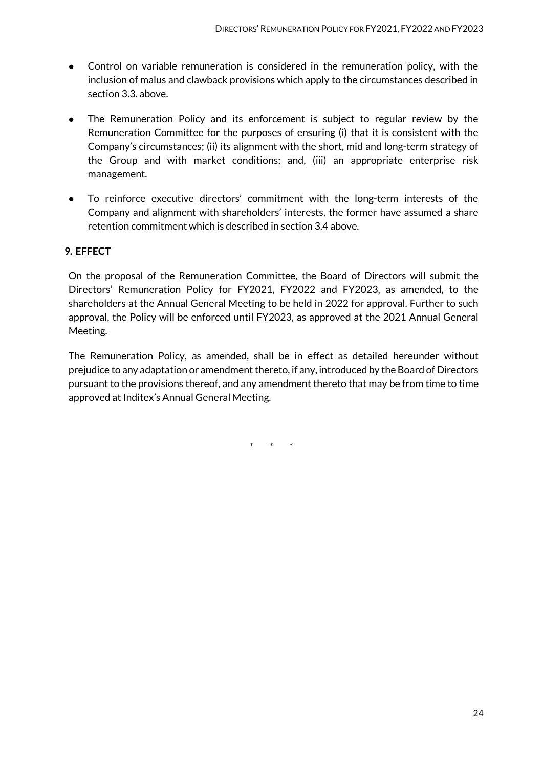- Control on variable remuneration is considered in the remuneration policy, with the inclusion of malus and clawback provisions which apply to the circumstances described in section 3.3. above.

- The Remuneration Policy and its enforcement is subject to regular review by the Remuneration Committee for the purposes of ensuring (i) that it is consistent with the Company's circumstances; (ii) its alignment with the short, mid and long-term strategy of the Group and with market conditions; and, (iii) an appropriate enterprise risk management.

- To reinforce executive directors' commitment with the long-term interests of the Company and alignment with shareholders' interests, the former have assumed a share retention commitment which is described in section 3.4 above.

## 9. EFFECT

On the proposal of the Remuneration Committee, the Board of Directors will submit the Directors' Remuneration Policy for FY2021, FY2022 and FY2023, as amended, to the shareholders at the Annual General Meeting to be held in 2022 for approval. Further to such approval, the Policy will be enforced until FY2023, as approved at the 2021 Annual General Meeting.

The Remuneration Policy, as amended, shall be in effect as detailed hereunder without prejudice to any adaptation or amendment thereto, if any, introduced by the Board of Directors pursuant to the provisions thereof, and any amendment thereto that may be from time to time approved at Inditex's Annual General Meeting.

\* \* \*